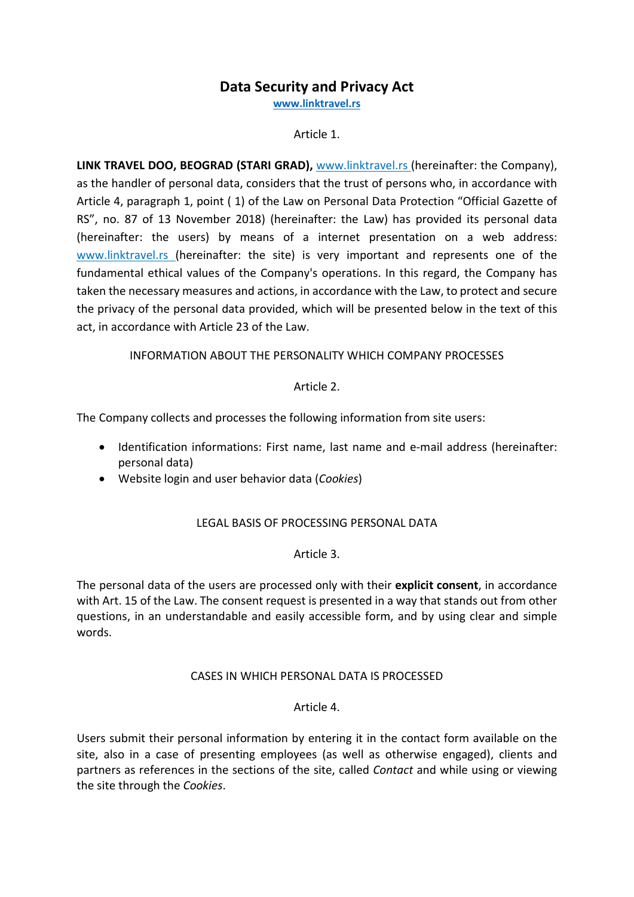# Data Security and Privacy Act

**www.linktravel.rs**

Article 1.

**LINK TRAVEL DOO, BEOGRAD (STARI GRAD),** www.linktravel.rs (hereinafter: the Company), as the handler of personal data, considers that the trust of persons who, in accordance with Article 4, paragraph 1, point ( 1) of the Law on Personal Data Protection “Official Gazette of RS”, no. 87 of 13 November 2018) (hereinafter: the Law) has provided its personal data (hereinafter: the users) by means of a internet presentation on a web address: www.linktravel.rs (hereinafter: the site) is very important and represents one of the fundamental ethical values of the Company's operations. In this regard, the Company has taken the necessary measures and actions, in accordance with the Law, to protect and secure the privacy of the personal data provided, which will be presented below in the text of this act, in accordance with Article 23 of the Law.

## INFORMATION ABOUT THE PERSONALITY WHICH COMPANY PROCESSES

Article 2.

The Company collects and processes the following information from site users:

- Identification informations: First name, last name and e-mail address (hereinafter: personal data)
- Website login and user behavior data (*Cookies*)

## LEGAL BASIS OF PROCESSING PERSONAL DATA

Article 3.

The personal data of the users are processed only with their **explicit consent**, in accordance with Art. 15 of the Law. The consent request is presented in a way that stands out from other questions, in an understandable and easily accessible form, and by using clear and simple words.

## CASES IN WHICH PERSONAL DATA IS PROCESSED

Article 4.

Users submit their personal information by entering it in the contact form available on the site, also in a case of presenting employees (as well as otherwise engaged), clients and partners as references in the sections of the site, called *Contact* and while using or viewing the site through the *Cookies*.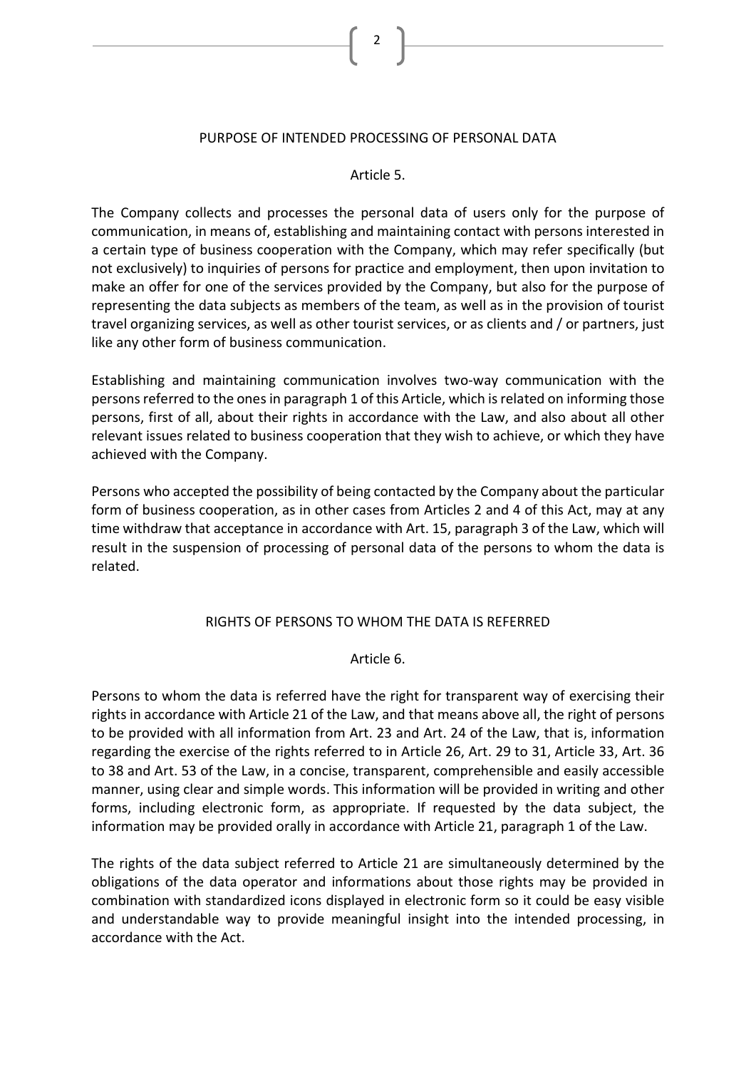## PURPOSE OF INTENDED PROCESSING OF PERSONAL DATA

### Article 5.

The Company collects and processes the personal data of users only for the purpose of communication, in means of, establishing and maintaining contact with persons interested in a certain type of business cooperation with the Company, which may refer specifically (but not exclusively) to inquiries of persons for practice and employment, then upon invitation to make an offer for one of the services provided by the Company, but also for the purpose of representing the data subjects as members of the team, as well as in the provision of tourist travel organizing services, as well as other tourist services, or as clients and / or partners, just like any other form of business communication.

Establishing and maintaining communication involves two-way communication with the persons referred to the ones in paragraph 1 of this Article, which is related on informing those persons, first of all, about their rights in accordance with the Law, and also about all other relevant issues related to business cooperation that they wish to achieve, or which they have achieved with the Company.

Persons who accepted the possibility of being contacted by the Company about the particular form of business cooperation, as in other cases from Articles 2 and 4 of this Act, may at any time withdraw that acceptance in accordance with Art. 15, paragraph 3 of the Law, which will result in the suspension of processing of personal data of the persons to whom the data is related.

## RIGHTS OF PERSONS TO WHOM THE DATA IS REFERRED

### Article 6.

Persons to whom the data is referred have the right for transparent way of exercising their rights in accordance with Article 21 of the Law, and that means above all, the right of persons to be provided with all information from Art. 23 and Art. 24 of the Law, that is, information regarding the exercise of the rights referred to in Article 26, Art. 29 to 31, Article 33, Art. 36 to 38 and Art. 53 of the Law, in a concise, transparent, comprehensible and easily accessible manner, using clear and simple words. This information will be provided in writing and other forms, including electronic form, as appropriate. If requested by the data subject, the information may be provided orally in accordance with Article 21, paragraph 1 of the Law.

The rights of the data subject referred to Article 21 are simultaneously determined by the obligations of the data operator and informations about those rights may be provided in combination with standardized icons displayed in electronic form so it could be easy visible and understandable way to provide meaningful insight into the intended processing, in accordance with the Act.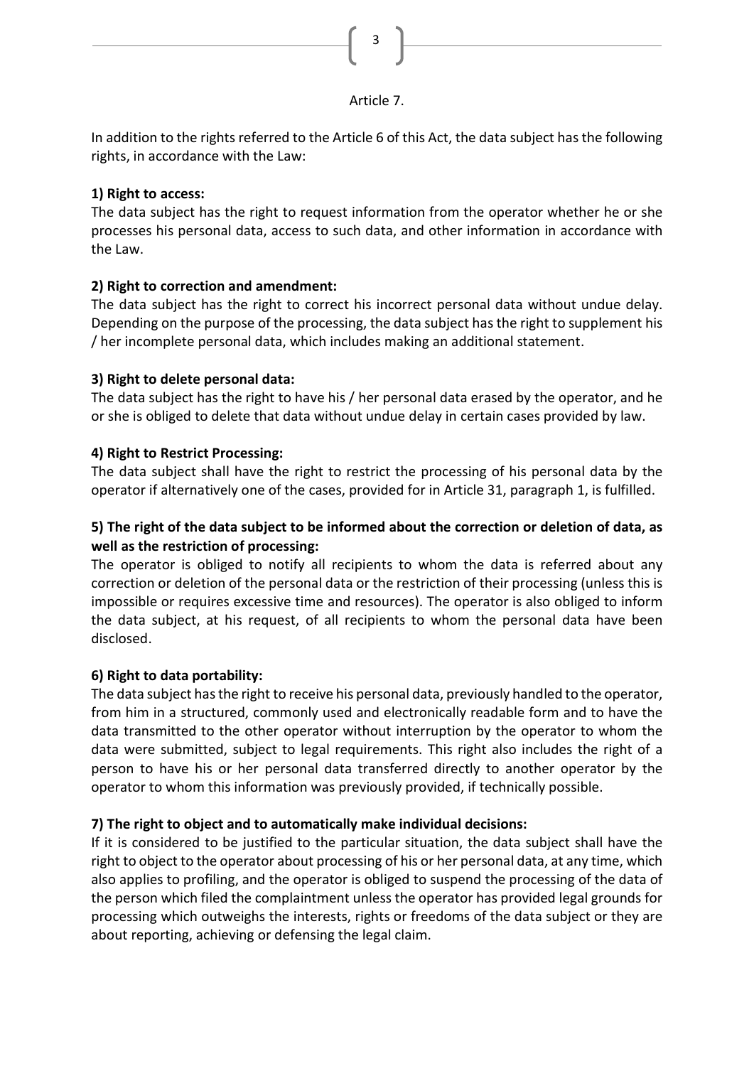Article 7.

In addition to the rights referred to the Article 6 of this Act, the data subject has the following rights, in accordance with the Law:

**1) Right to access:**
The data subject has the right to request information from the operator whether he or she processes his personal data, access to such data, and other information in accordance with the Law.

**2) Right to correction and amendment:**
The data subject has the right to correct his incorrect personal data without undue delay. Depending on the purpose of the processing, the data subject has the right to supplement his / her incomplete personal data, which includes making an additional statement.

**3) Right to delete personal data:**
The data subject has the right to have his / her personal data erased by the operator, and he or she is obliged to delete that data without undue delay in certain cases provided by law.

**4) Right to Restrict Processing:**
The data subject shall have the right to restrict the processing of his personal data by the operator if alternatively one of the cases, provided for in Article 31, paragraph 1, is fulfilled.

**5) The right of the data subject to be informed about the correction or deletion of data, as well as the restriction of processing:**
The operator is obliged to notify all recipients to whom the data is referred about any correction or deletion of the personal data or the restriction of their processing (unless this is impossible or requires excessive time and resources). The operator is also obliged to inform the data subject, at his request, of all recipients to whom the personal data have been disclosed.

**6) Right to data portability:**
The data subject has the right to receive his personal data, previously handled to the operator, from him in a structured, commonly used and electronically readable form and to have the data transmitted to the other operator without interruption by the operator to whom the data were submitted, subject to legal requirements. This right also includes the right of a person to have his or her personal data transferred directly to another operator by the operator to whom this information was previously provided, if technically possible.

**7) The right to object and to automatically make individual decisions:**
If it is considered to be justified to the particular situation, the data subject shall have the right to object to the operator about processing of his or her personal data, at any time, which also applies to profiling, and the operator is obliged to suspend the processing of the data of the person which filed the complaintment unless the operator has provided legal grounds for processing which outweighs the interests, rights or freedoms of the data subject or they are about reporting, achieving or defensing the legal claim.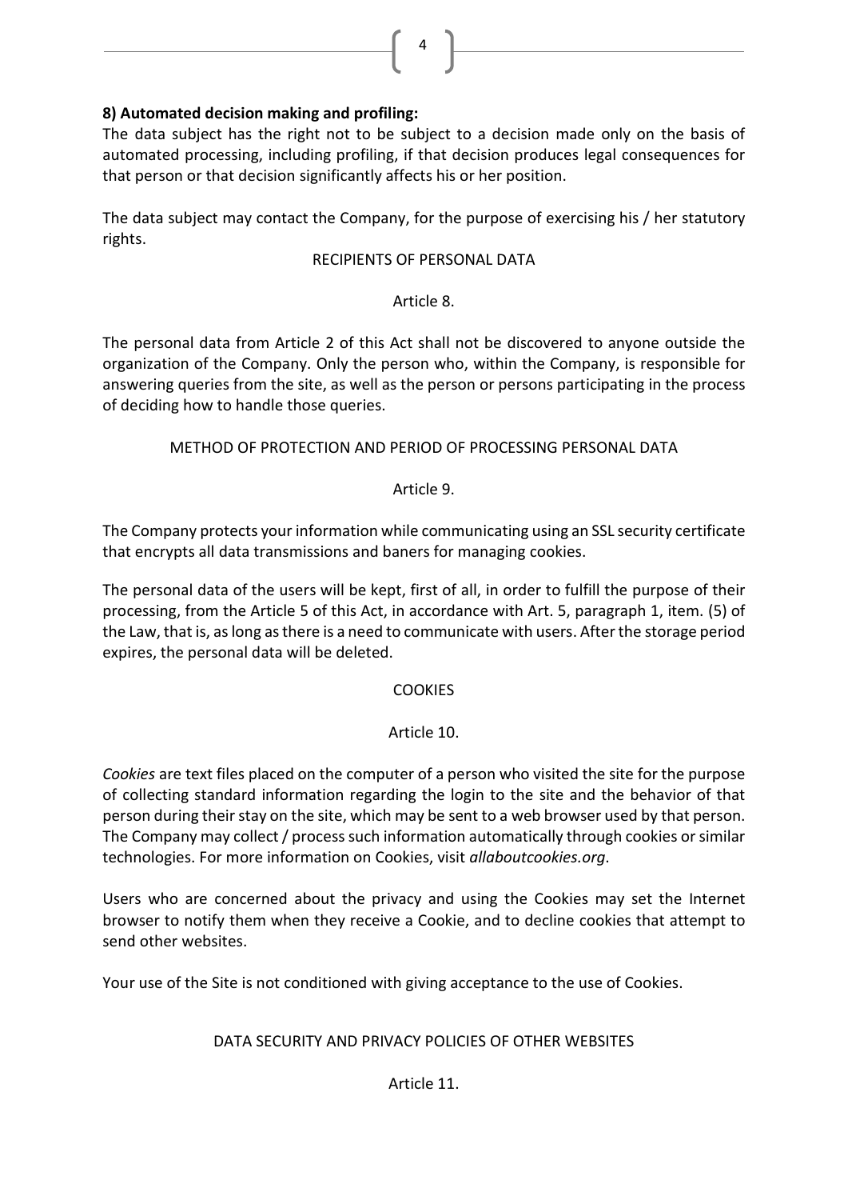**8) Automated decision making and profiling:**

The data subject has the right not to be subject to a decision made only on the basis of automated processing, including profiling, if that decision produces legal consequences for that person or that decision significantly affects his or her position.

The data subject may contact the Company, for the purpose of exercising his / her statutory rights.

RECIPIENTS OF PERSONAL DATA

Article 8.

The personal data from Article 2 of this Act shall not be discovered to anyone outside the organization of the Company. Only the person who, within the Company, is responsible for answering queries from the site, as well as the person or persons participating in the process of deciding how to handle those queries.

METHOD OF PROTECTION AND PERIOD OF PROCESSING PERSONAL DATA

Article 9.

The Company protects your information while communicating using an SSL security certificate that encrypts all data transmissions and baners for managing cookies.

The personal data of the users will be kept, first of all, in order to fulfill the purpose of their processing, from the Article 5 of this Act, in accordance with Art. 5, paragraph 1, item. (5) of the Law, that is, as long as there is a need to communicate with users. After the storage period expires, the personal data will be deleted.

COOKIES

Article 10.

*Cookies* are text files placed on the computer of a person who visited the site for the purpose of collecting standard information regarding the login to the site and the behavior of that person during their stay on the site, which may be sent to a web browser used by that person. The Company may collect / process such information automatically through cookies or similar technologies. For more information on Cookies, visit *allaboutcookies.org*.

Users who are concerned about the privacy and using the Cookies may set the Internet browser to notify them when they receive a Cookie, and to decline cookies that attempt to send other websites.

Your use of the Site is not conditioned with giving acceptance to the use of Cookies.

DATA SECURITY AND PRIVACY POLICIES OF OTHER WEBSITES

Article 11.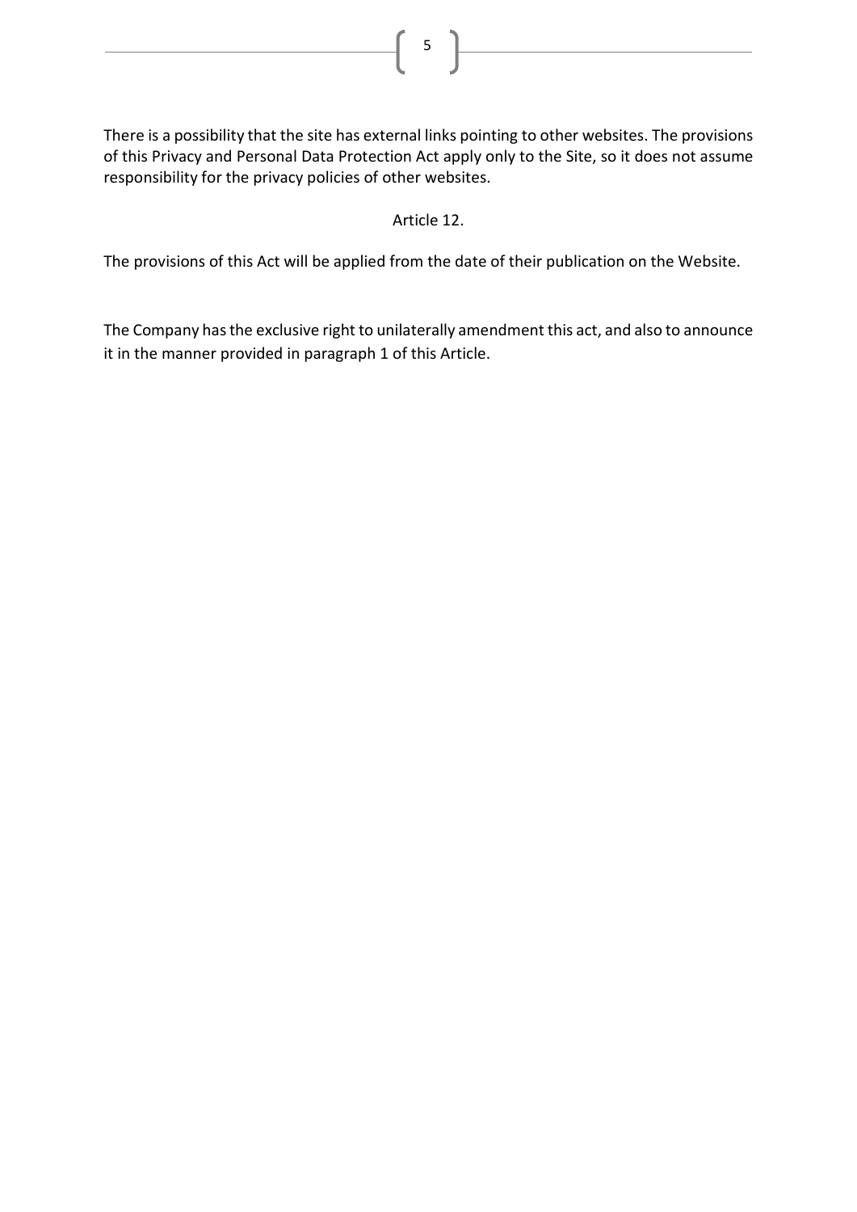There is a possibility that the site has external links pointing to other websites. The provisions of this Privacy and Personal Data Protection Act apply only to the Site, so it does not assume responsibility for the privacy policies of other websites.

Article 12.

The provisions of this Act will be applied from the date of their publication on the Website.

The Company has the exclusive right to unilaterally amendment this act, and also to announce it in the manner provided in paragraph 1 of this Article.